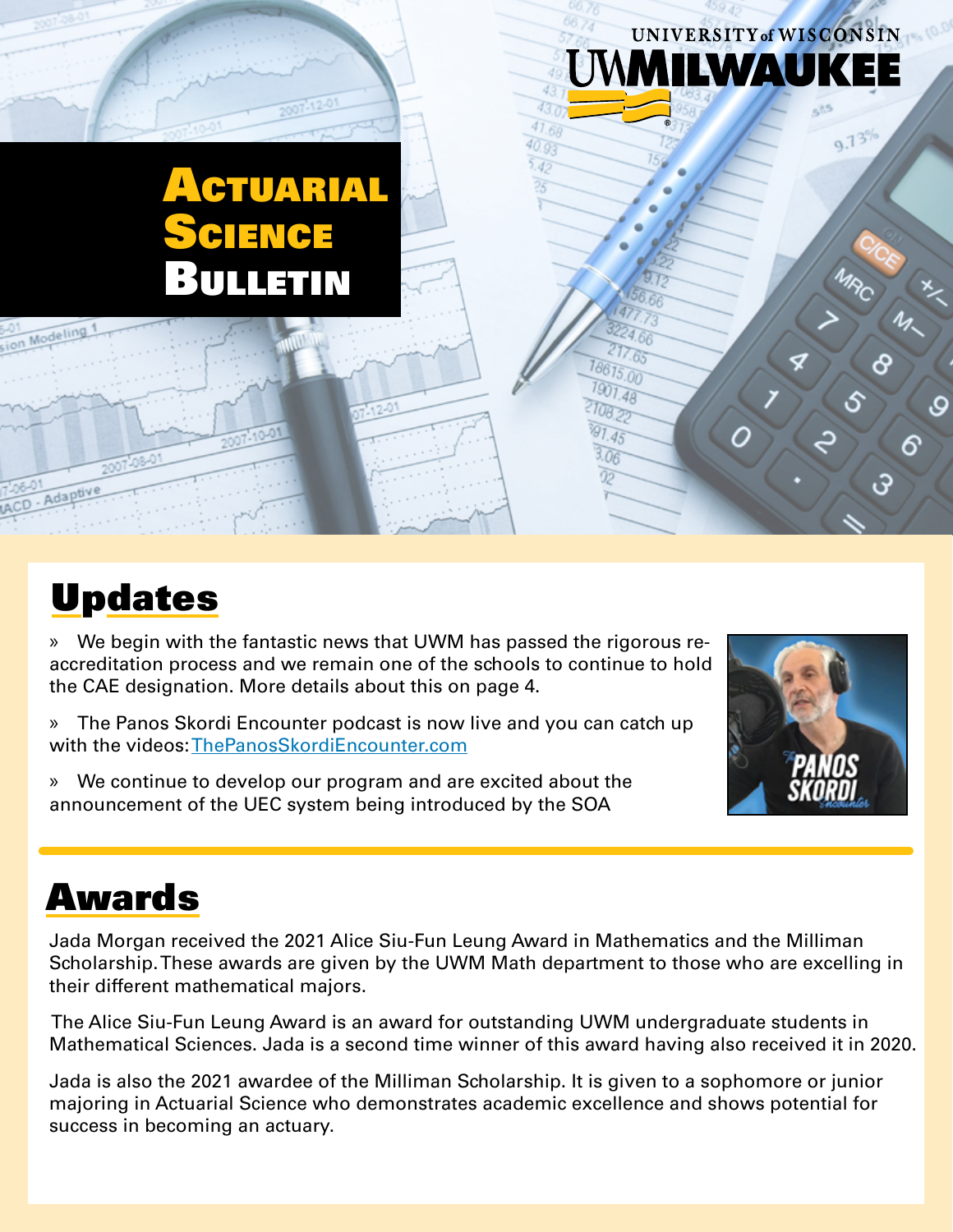UNIVERSITY of WISCONSIN
UWMILWAUKEE

# Actuarial Science Bulletin

## Updates

» We begin with the fantastic news that UWM has passed the rigorous re-accreditation process and we remain one of the schools to continue to hold the CAE designation. More details about this on page 4.

» The Panos Skordi Encounter podcast is now live and you can catch up with the videos: [ThePanosSkordiEncounter.com](ThePanosSkordiEncounter.com)

» We continue to develop our program and are excited about the announcement of the UEC system being introduced by the SOA

## Awards

Jada Morgan received the 2021 Alice Siu-Fun Leung Award in Mathematics and the Milliman Scholarship. These awards are given by the UWM Math department to those who are excelling in their different mathematical majors.

The Alice Siu-Fun Leung Award is an award for outstanding UWM undergraduate students in Mathematical Sciences. Jada is a second time winner of this award having also received it in 2020.

Jada is also the 2021 awardee of the Milliman Scholarship. It is given to a sophomore or junior majoring in Actuarial Science who demonstrates academic excellence and shows potential for success in becoming an actuary.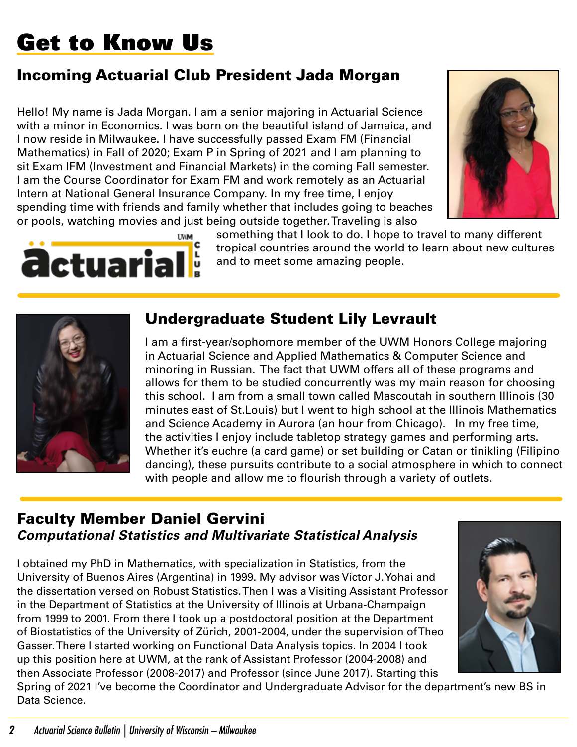# Get to Know Us

## Incoming Actuarial Club President Jada Morgan

Hello! My name is Jada Morgan. I am a senior majoring in Actuarial Science with a minor in Economics. I was born on the beautiful island of Jamaica, and I now reside in Milwaukee. I have successfully passed Exam FM (Financial Mathematics) in Fall of 2020; Exam P in Spring of 2021 and I am planning to sit Exam IFM (Investment and Financial Markets) in the coming Fall semester. I am the Course Coordinator for Exam FM and work remotely as an Actuarial Intern at National General Insurance Company. In my free time, I enjoy spending time with friends and family whether that includes going to beaches or pools, watching movies and just being outside together. Traveling is also something that I look to do. I hope to travel to many different tropical countries around the world to learn about new cultures and to meet some amazing people.

## Undergraduate Student Lily Levrault

I am a first-year/sophomore member of the UWM Honors College majoring in Actuarial Science and Applied Mathematics & Computer Science and minoring in Russian. The fact that UWM offers all of these programs and allows for them to be studied concurrently was my main reason for choosing this school. I am from a small town called Mascoutah in southern Illinois (30 minutes east of St.Louis) but I went to high school at the Illinois Mathematics and Science Academy in Aurora (an hour from Chicago). In my free time, the activities I enjoy include tabletop strategy games and performing arts. Whether it's euchre (a card game) or set building or Catan or tinikling (Filipino dancing), these pursuits contribute to a social atmosphere in which to connect with people and allow me to flourish through a variety of outlets.

## Faculty Member Daniel Gervini

### *Computational Statistics and Multivariate Statistical Analysis*

I obtained my PhD in Mathematics, with specialization in Statistics, from the University of Buenos Aires (Argentina) in 1999. My advisor was Víctor J. Yohai and the dissertation versed on Robust Statistics. Then I was a Visiting Assistant Professor in the Department of Statistics at the University of Illinois at Urbana-Champaign from 1999 to 2001. From there I took up a postdoctoral position at the Department of Biostatistics of the University of Zürich, 2001-2004, under the supervision of Theo Gasser. There I started working on Functional Data Analysis topics. In 2004 I took up this position here at UWM, at the rank of Assistant Professor (2004-2008) and then Associate Professor (2008-2017) and Professor (since June 2017). Starting this Spring of 2021 I've become the Coordinator and Undergraduate Advisor for the department's new BS in Data Science.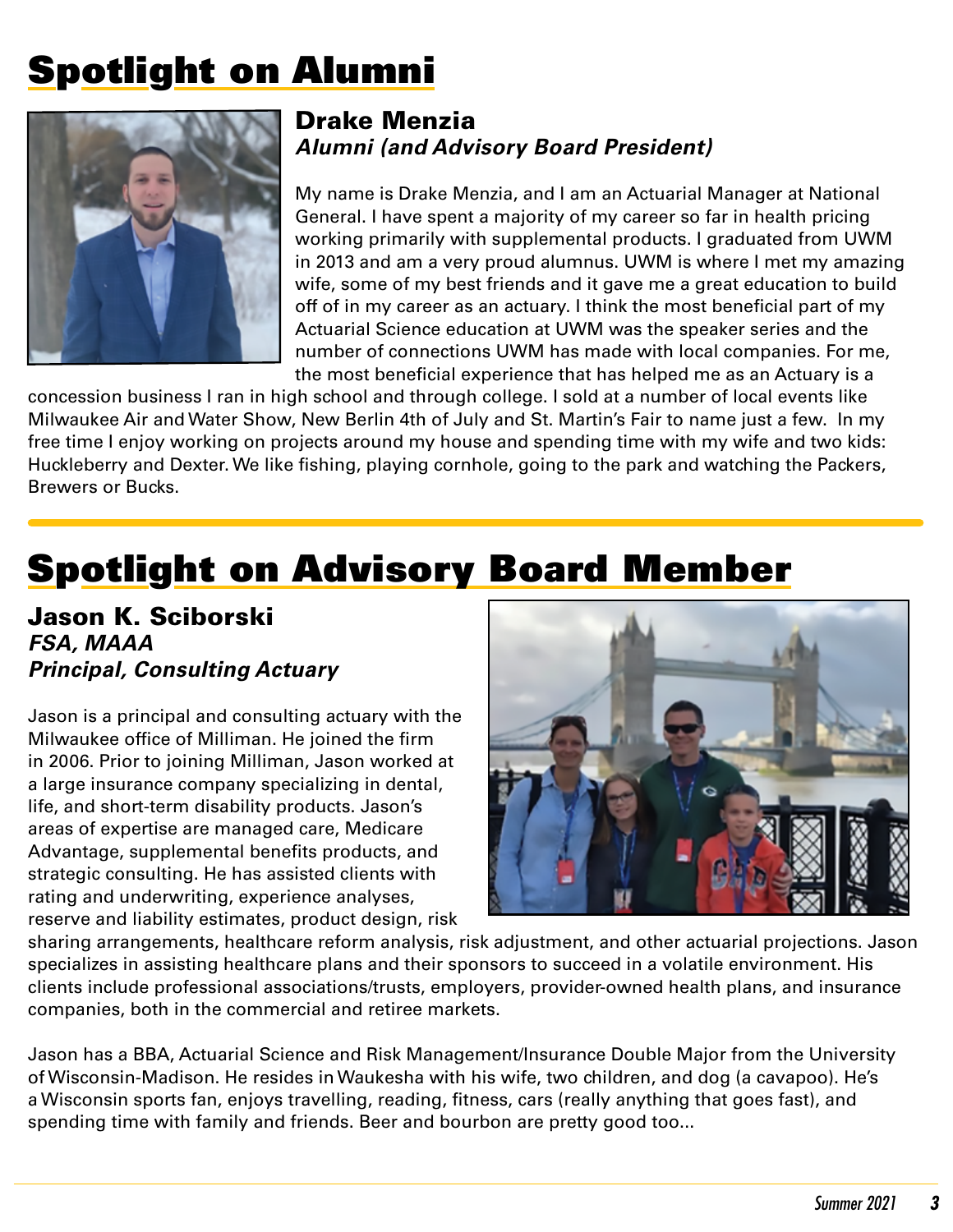# Spotlight on Alumni

## Drake Menzia

***Alumni (and Advisory Board President)***

My name is Drake Menzia, and I am an Actuarial Manager at National General. I have spent a majority of my career so far in health pricing working primarily with supplemental products. I graduated from UWM in 2013 and am a very proud alumnus. UWM is where I met my amazing wife, some of my best friends and it gave me a great education to build off of in my career as an actuary. I think the most beneficial part of my Actuarial Science education at UWM was the speaker series and the number of connections UWM has made with local companies. For me, the most beneficial experience that has helped me as an Actuary is a concession business I ran in high school and through college. I sold at a number of local events like Milwaukee Air and Water Show, New Berlin 4th of July and St. Martin's Fair to name just a few. In my free time I enjoy working on projects around my house and spending time with my wife and two kids: Huckleberry and Dexter. We like fishing, playing cornhole, going to the park and watching the Packers, Brewers or Bucks.

# Spotlight on Advisory Board Member

## Jason K. Sciborski

***FSA, MAAA***
***Principal, Consulting Actuary***

Jason is a principal and consulting actuary with the Milwaukee office of Milliman. He joined the firm in 2006. Prior to joining Milliman, Jason worked at a large insurance company specializing in dental, life, and short-term disability products. Jason's areas of expertise are managed care, Medicare Advantage, supplemental benefits products, and strategic consulting. He has assisted clients with rating and underwriting, experience analyses, reserve and liability estimates, product design, risk sharing arrangements, healthcare reform analysis, risk adjustment, and other actuarial projections. Jason specializes in assisting healthcare plans and their sponsors to succeed in a volatile environment. His clients include professional associations/trusts, employers, provider-owned health plans, and insurance companies, both in the commercial and retiree markets.

Jason has a BBA, Actuarial Science and Risk Management/Insurance Double Major from the University of Wisconsin-Madison. He resides in Waukesha with his wife, two children, and dog (a cavapoo). He's a Wisconsin sports fan, enjoys travelling, reading, fitness, cars (really anything that goes fast), and spending time with family and friends. Beer and bourbon are pretty good too...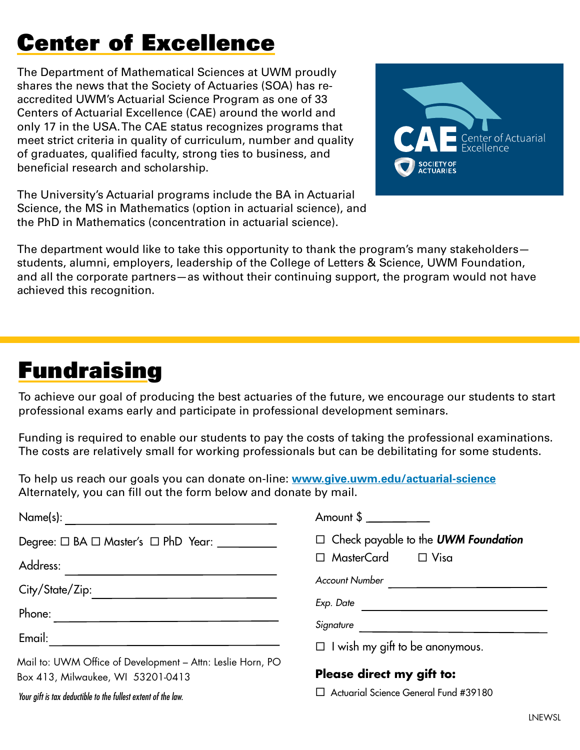# Center of Excellence

The Department of Mathematical Sciences at UWM proudly shares the news that the Society of Actuaries (SOA) has re-accredited UWM's Actuarial Science Program as one of 33 Centers of Actuarial Excellence (CAE) around the world and only 17 in the USA. The CAE status recognizes programs that meet strict criteria in quality of curriculum, number and quality of graduates, qualified faculty, strong ties to business, and beneficial research and scholarship.

CAE Center of Actuarial Excellence
SOCIETY OF ACTUARIES

The University's Actuarial programs include the BA in Actuarial Science, the MS in Mathematics (option in actuarial science), and the PhD in Mathematics (concentration in actuarial science).

The department would like to take this opportunity to thank the program's many stakeholders—students, alumni, employers, leadership of the College of Letters & Science, UWM Foundation, and all the corporate partners—as without their continuing support, the program would not have achieved this recognition.

# Fundraising

To achieve our goal of producing the best actuaries of the future, we encourage our students to start professional exams early and participate in professional development seminars.

Funding is required to enable our students to pay the costs of taking the professional examinations. The costs are relatively small for working professionals but can be debilitating for some students.

To help us reach our goals you can donate on-line: **www.give.uwm.edu/actuarial-science**
Alternately, you can fill out the form below and donate by mail.

Name(s): ______________________

Degree: ☐ BA ☐ Master's ☐ PhD Year: ________

Address: ______________________

City/State/Zip: ______________________

Phone: ______________________

Email: ______________________

Mail to: UWM Office of Development – Attn: Leslie Horn, PO Box 413, Milwaukee, WI 53201-0413

*Your gift is tax deductible to the fullest extent of the law.*

Amount $ __________

☐ Check payable to the ***UWM Foundation***

☐ MasterCard ☐ Visa

*Account Number* ______________________

*Exp. Date* ______________________

*Signature* ______________________

☐ I wish my gift to be anonymous.

**Please direct my gift to:**

☐ Actuarial Science General Fund #39180

LNEWSL